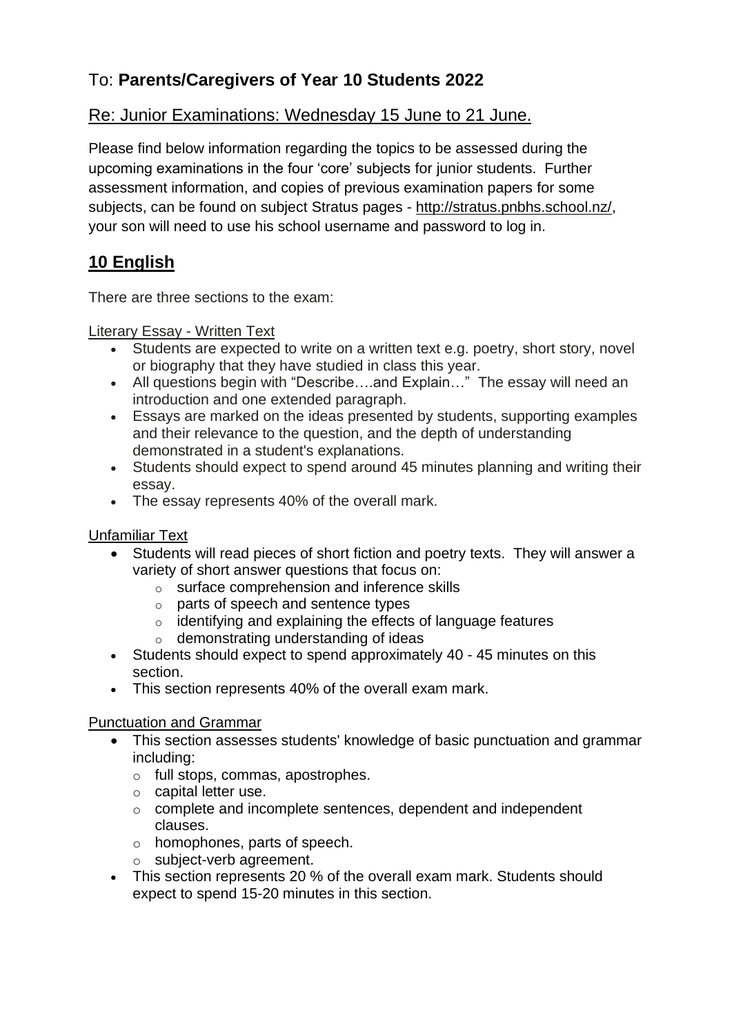To: **Parents/Caregivers of Year 10 Students 2022**

Re: Junior Examinations: Wednesday 15 June to 21 June.

Please find below information regarding the topics to be assessed during the upcoming examinations in the four 'core' subjects for junior students. Further assessment information, and copies of previous examination papers for some subjects, can be found on subject Stratus pages - http://stratus.pnbhs.school.nz/, your son will need to use his school username and password to log in.

## 10 English

There are three sections to the exam:

Literary Essay - Written Text

- Students are expected to write on a written text e.g. poetry, short story, novel or biography that they have studied in class this year.
- All questions begin with "Describe….and Explain…" The essay will need an introduction and one extended paragraph.
- Essays are marked on the ideas presented by students, supporting examples and their relevance to the question, and the depth of understanding demonstrated in a student's explanations.
- Students should expect to spend around 45 minutes planning and writing their essay.
- The essay represents 40% of the overall mark.

Unfamiliar Text

- Students will read pieces of short fiction and poetry texts. They will answer a variety of short answer questions that focus on:
  - surface comprehension and inference skills
  - parts of speech and sentence types
  - identifying and explaining the effects of language features
  - demonstrating understanding of ideas
- Students should expect to spend approximately 40 - 45 minutes on this section.
- This section represents 40% of the overall exam mark.

Punctuation and Grammar

- This section assesses students' knowledge of basic punctuation and grammar including:
  - full stops, commas, apostrophes.
  - capital letter use.
  - complete and incomplete sentences, dependent and independent clauses.
  - homophones, parts of speech.
  - subject-verb agreement.
- This section represents 20 % of the overall exam mark. Students should expect to spend 15-20 minutes in this section.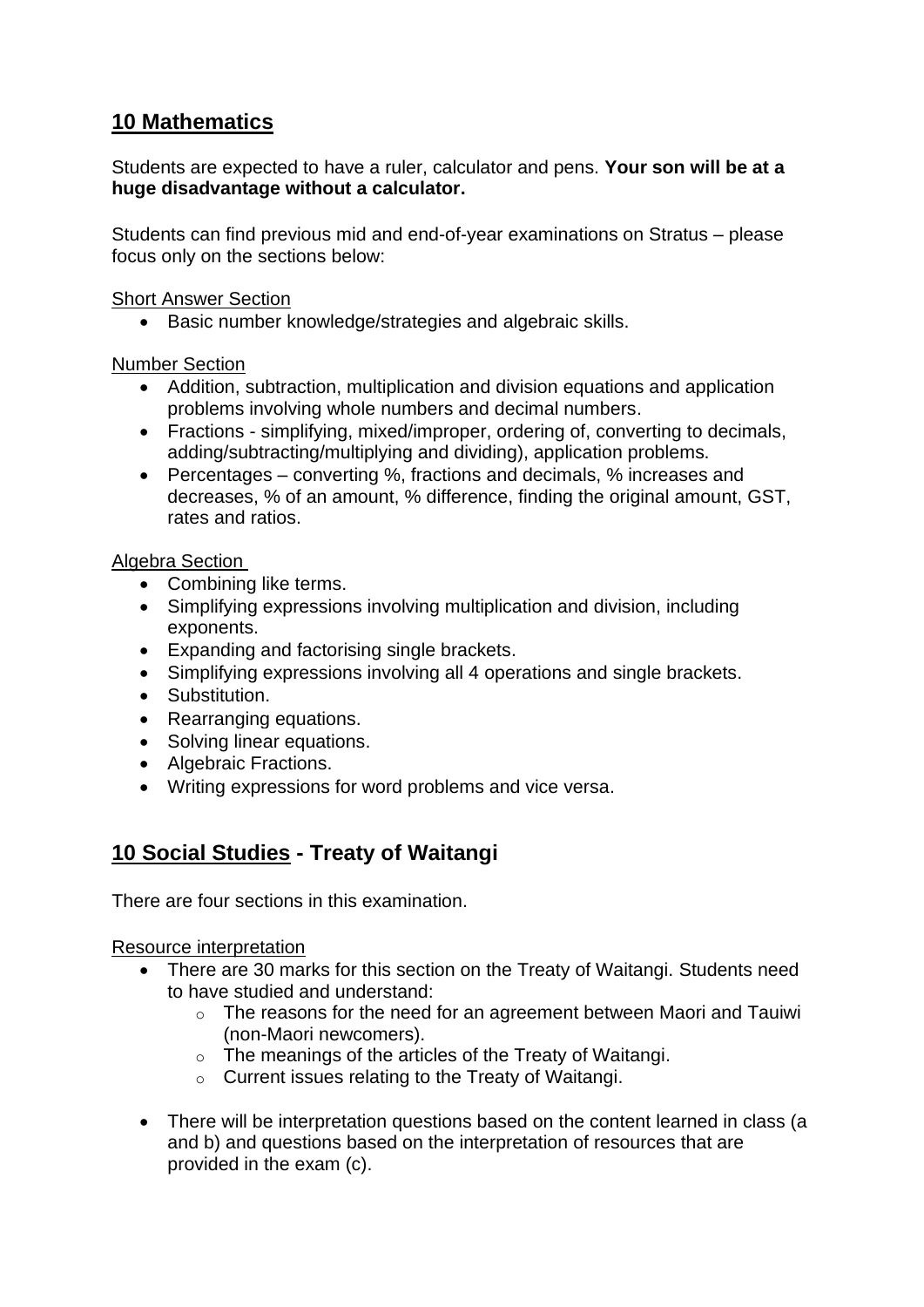## <u>10 Mathematics</u>

Students are expected to have a ruler, calculator and pens. **Your son will be at a huge disadvantage without a calculator.**

Students can find previous mid and end-of-year examinations on Stratus – please focus only on the sections below:

<u>Short Answer Section</u>

- Basic number knowledge/strategies and algebraic skills.

<u>Number Section</u>

- Addition, subtraction, multiplication and division equations and application problems involving whole numbers and decimal numbers.
- Fractions - simplifying, mixed/improper, ordering of, converting to decimals, adding/subtracting/multiplying and dividing), application problems.
- Percentages – converting %, fractions and decimals, % increases and decreases, % of an amount, % difference, finding the original amount, GST, rates and ratios.

<u>Algebra Section</u>

- Combining like terms.
- Simplifying expressions involving multiplication and division, including exponents.
- Expanding and factorising single brackets.
- Simplifying expressions involving all 4 operations and single brackets.
- Substitution.
- Rearranging equations.
- Solving linear equations.
- Algebraic Fractions.
- Writing expressions for word problems and vice versa.

## <u>10 Social Studies</u> - Treaty of Waitangi

There are four sections in this examination.

<u>Resource interpretation</u>

- There are 30 marks for this section on the Treaty of Waitangi. Students need to have studied and understand:
    - The reasons for the need for an agreement between Maori and Tauiwi (non-Maori newcomers).
    - The meanings of the articles of the Treaty of Waitangi.
    - Current issues relating to the Treaty of Waitangi.

- There will be interpretation questions based on the content learned in class (a and b) and questions based on the interpretation of resources that are provided in the exam (c).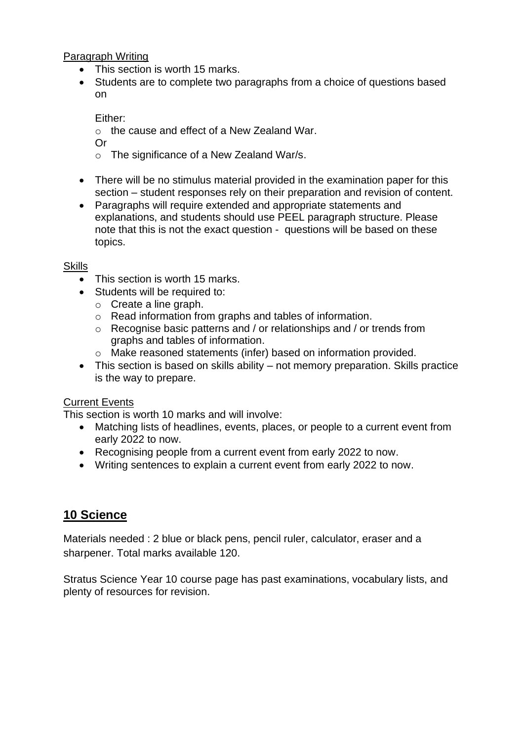Paragraph Writing

- This section is worth 15 marks.
- Students are to complete two paragraphs from a choice of questions based on

  Either:
  - the cause and effect of a New Zealand War.

  Or
  - The significance of a New Zealand War/s.

- There will be no stimulus material provided in the examination paper for this section – student responses rely on their preparation and revision of content.
- Paragraphs will require extended and appropriate statements and explanations, and students should use PEEL paragraph structure. Please note that this is not the exact question - questions will be based on these topics.

Skills

- This section is worth 15 marks.
- Students will be required to:
  - Create a line graph.
  - Read information from graphs and tables of information.
  - Recognise basic patterns and / or relationships and / or trends from graphs and tables of information.
  - Make reasoned statements (infer) based on information provided.
- This section is based on skills ability – not memory preparation. Skills practice is the way to prepare.

Current Events

This section is worth 10 marks and will involve:

- Matching lists of headlines, events, places, or people to a current event from early 2022 to now.
- Recognising people from a current event from early 2022 to now.
- Writing sentences to explain a current event from early 2022 to now.

## 10 Science

Materials needed : 2 blue or black pens, pencil ruler, calculator, eraser and a sharpener. Total marks available 120.

Stratus Science Year 10 course page has past examinations, vocabulary lists, and plenty of resources for revision.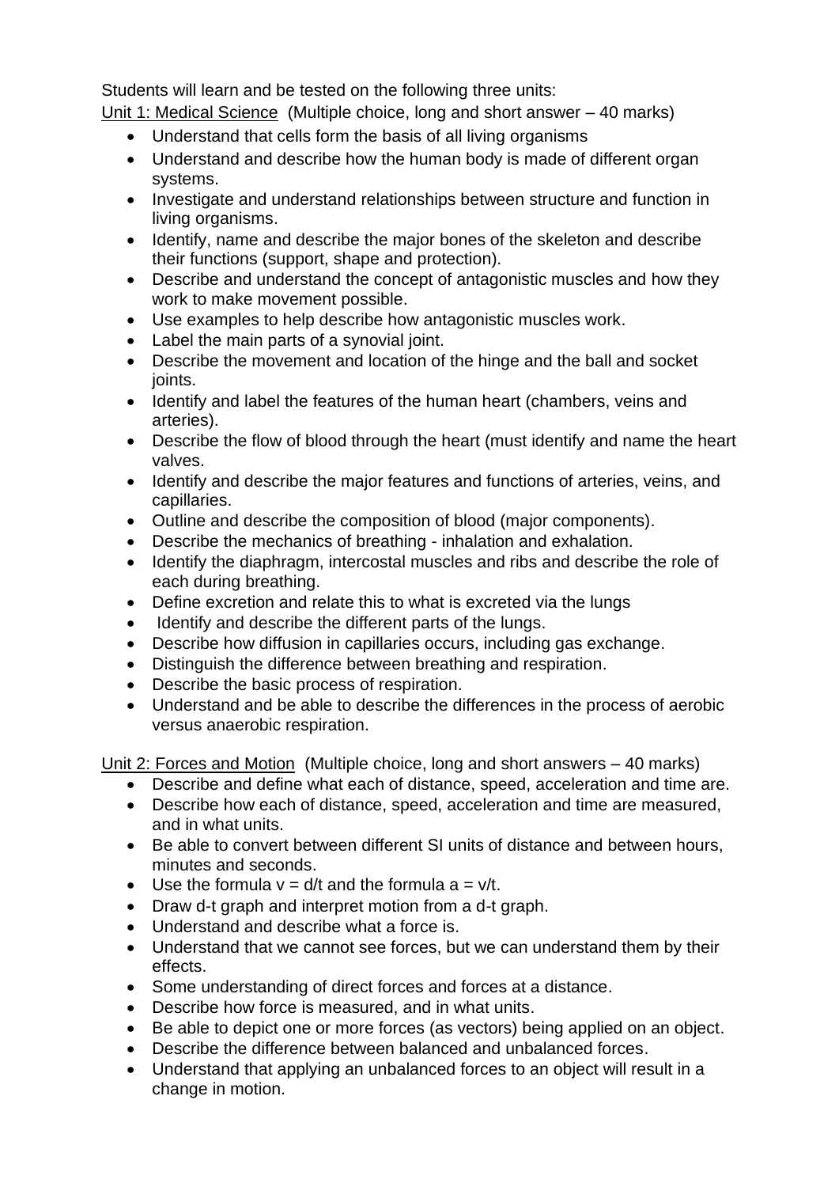Students will learn and be tested on the following three units:

<u>Unit 1: Medical Science</u> (Multiple choice, long and short answer – 40 marks)

- Understand that cells form the basis of all living organisms
- Understand and describe how the human body is made of different organ systems.
- Investigate and understand relationships between structure and function in living organisms.
- Identify, name and describe the major bones of the skeleton and describe their functions (support, shape and protection).
- Describe and understand the concept of antagonistic muscles and how they work to make movement possible.
- Use examples to help describe how antagonistic muscles work.
- Label the main parts of a synovial joint.
- Describe the movement and location of the hinge and the ball and socket joints.
- Identify and label the features of the human heart (chambers, veins and arteries).
- Describe the flow of blood through the heart (must identify and name the heart valves.
- Identify and describe the major features and functions of arteries, veins, and capillaries.
- Outline and describe the composition of blood (major components).
- Describe the mechanics of breathing - inhalation and exhalation.
- Identify the diaphragm, intercostal muscles and ribs and describe the role of each during breathing.
- Define excretion and relate this to what is excreted via the lungs
- Identify and describe the different parts of the lungs.
- Describe how diffusion in capillaries occurs, including gas exchange.
- Distinguish the difference between breathing and respiration.
- Describe the basic process of respiration.
- Understand and be able to describe the differences in the process of aerobic versus anaerobic respiration.

<u>Unit 2: Forces and Motion</u> (Multiple choice, long and short answers – 40 marks)

- Describe and define what each of distance, speed, acceleration and time are.
- Describe how each of distance, speed, acceleration and time are measured, and in what units.
- Be able to convert between different SI units of distance and between hours, minutes and seconds.
- Use the formula $v = d/t$ and the formula $a = v/t$.
- Draw d-t graph and interpret motion from a d-t graph.
- Understand and describe what a force is.
- Understand that we cannot see forces, but we can understand them by their effects.
- Some understanding of direct forces and forces at a distance.
- Describe how force is measured, and in what units.
- Be able to depict one or more forces (as vectors) being applied on an object.
- Describe the difference between balanced and unbalanced forces.
- Understand that applying an unbalanced forces to an object will result in a change in motion.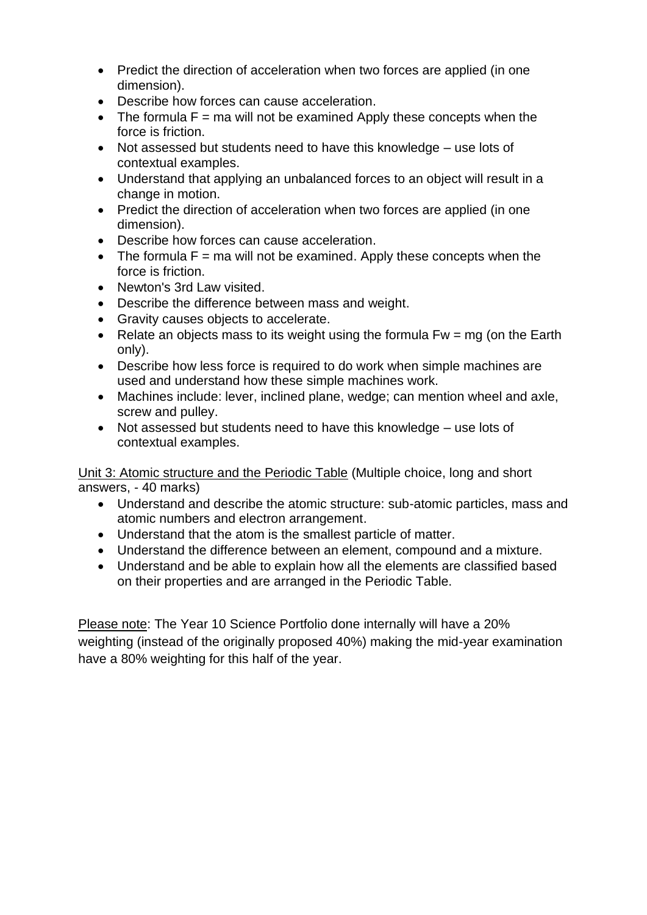- Predict the direction of acceleration when two forces are applied (in one dimension).
- Describe how forces can cause acceleration.
- The formula $F = ma$ will not be examined Apply these concepts when the force is friction.
- Not assessed but students need to have this knowledge – use lots of contextual examples.
- Understand that applying an unbalanced forces to an object will result in a change in motion.
- Predict the direction of acceleration when two forces are applied (in one dimension).
- Describe how forces can cause acceleration.
- The formula $F = ma$ will not be examined. Apply these concepts when the force is friction.
- Newton's 3rd Law visited.
- Describe the difference between mass and weight.
- Gravity causes objects to accelerate.
- Relate an objects mass to its weight using the formula $Fw = mg$ (on the Earth only).
- Describe how less force is required to do work when simple machines are used and understand how these simple machines work.
- Machines include: lever, inclined plane, wedge; can mention wheel and axle, screw and pulley.
- Not assessed but students need to have this knowledge – use lots of contextual examples.

<u>Unit 3: Atomic structure and the Periodic Table</u> (Multiple choice, long and short answers, - 40 marks)

- Understand and describe the atomic structure: sub-atomic particles, mass and atomic numbers and electron arrangement.
- Understand that the atom is the smallest particle of matter.
- Understand the difference between an element, compound and a mixture.
- Understand and be able to explain how all the elements are classified based on their properties and are arranged in the Periodic Table.

<u>Please note</u>: The Year 10 Science Portfolio done internally will have a 20% weighting (instead of the originally proposed 40%) making the mid-year examination have a 80% weighting for this half of the year.